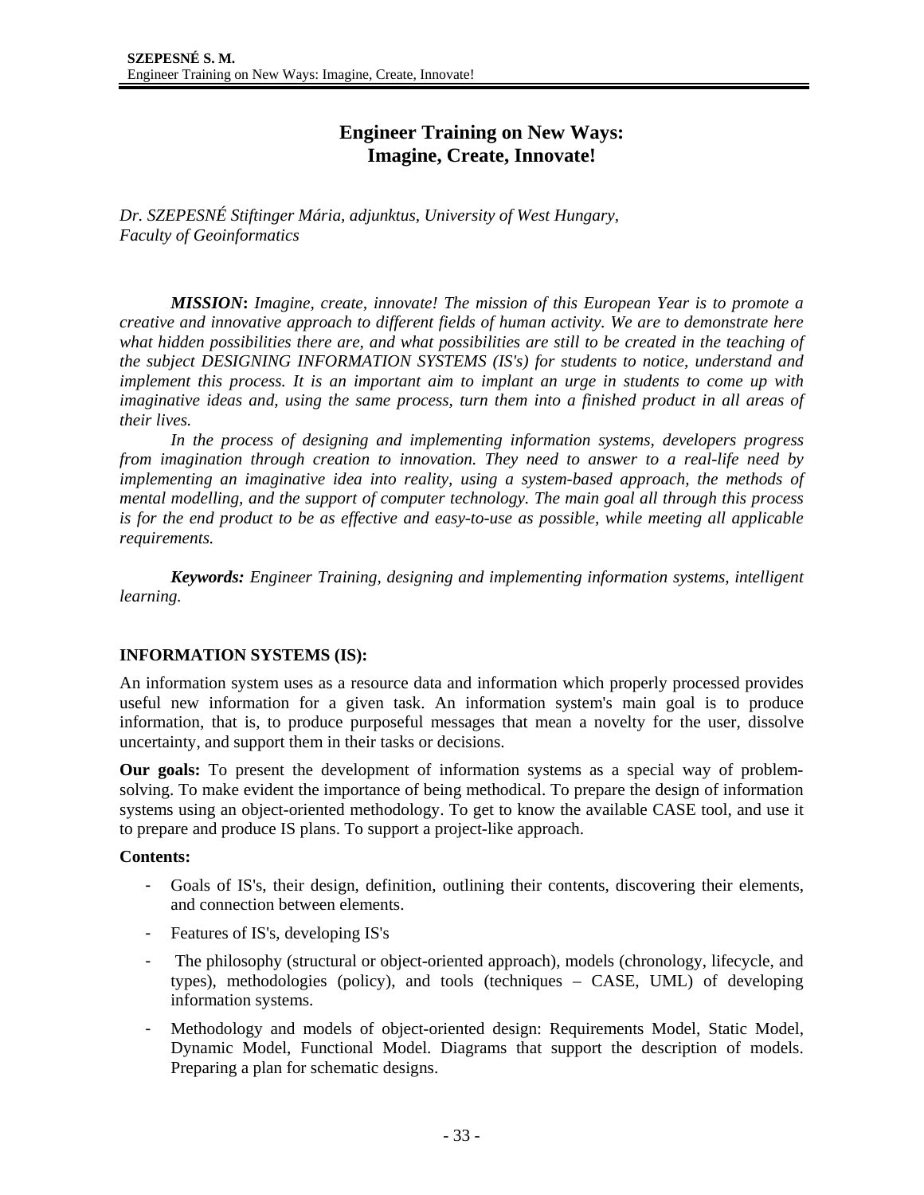# Engineer Training on New Ways: Imagine, Create, Innovate!

*Dr. SZEPESNÉ Stiftinger Mária, adjunktus, University of West Hungary, Faculty of Geoinformatics*

***MISSION*:** *Imagine, create, innovate! The mission of this European Year is to promote a creative and innovative approach to different fields of human activity. We are to demonstrate here what hidden possibilities there are, and what possibilities are still to be created in the teaching of the subject DESIGNING INFORMATION SYSTEMS (IS's) for students to notice, understand and implement this process. It is an important aim to implant an urge in students to come up with imaginative ideas and, using the same process, turn them into a finished product in all areas of their lives.*

*In the process of designing and implementing information systems, developers progress from imagination through creation to innovation. They need to answer to a real-life need by implementing an imaginative idea into reality, using a system-based approach, the methods of mental modelling, and the support of computer technology. The main goal all through this process is for the end product to be as effective and easy-to-use as possible, while meeting all applicable requirements.*

***Keywords:*** *Engineer Training, designing and implementing information systems, intelligent learning.*

## INFORMATION SYSTEMS (IS):

An information system uses as a resource data and information which properly processed provides useful new information for a given task. An information system's main goal is to produce information, that is, to produce purposeful messages that mean a novelty for the user, dissolve uncertainty, and support them in their tasks or decisions.

**Our goals:** To present the development of information systems as a special way of problem-solving. To make evident the importance of being methodical. To prepare the design of information systems using an object-oriented methodology. To get to know the available CASE tool, and use it to prepare and produce IS plans. To support a project-like approach.

**Contents:**

- Goals of IS's, their design, definition, outlining their contents, discovering their elements, and connection between elements.
- Features of IS's, developing IS's
- The philosophy (structural or object-oriented approach), models (chronology, lifecycle, and types), methodologies (policy), and tools (techniques – CASE, UML) of developing information systems.
- Methodology and models of object-oriented design: Requirements Model, Static Model, Dynamic Model, Functional Model. Diagrams that support the description of models. Preparing a plan for schematic designs.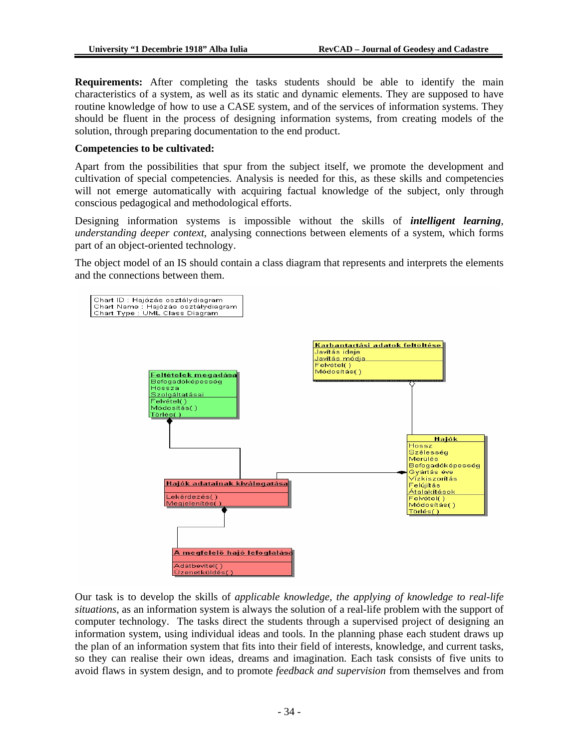**Requirements:** After completing the tasks students should be able to identify the main characteristics of a system, as well as its static and dynamic elements. They are supposed to have routine knowledge of how to use a CASE system, and of the services of information systems. They should be fluent in the process of designing information systems, from creating models of the solution, through preparing documentation to the end product.

**Competencies to be cultivated:**

Apart from the possibilities that spur from the subject itself, we promote the development and cultivation of special competencies. Analysis is needed for this, as these skills and competencies will not emerge automatically with acquiring factual knowledge of the subject, only through conscious pedagogical and methodological efforts.

Designing information systems is impossible without the skills of ***intelligent learning***, *understanding deeper context*, analysing connections between elements of a system, which forms part of an object-oriented technology.

The object model of an IS should contain a class diagram that represents and interprets the elements and the connections between them.

Chart ID : Hajózás osztálydiagram
Chart Name : Hajózás osztálydiagram
Chart Type : UML Class Diagram

Karbantartási adatok feltöltése: Javítás ideje, Javítás módja; Felvétel( ), Módosítás( )

Feltételek megadása: Befogadóképesség, Hossza, Szolgáltatásai; Felvétel( ), Módosítás( ), Törlés( )

Hajók: Hossz, Szélesség, Merülés, Befogadóképesség, Gyártás éve, Vízkiszorítás, Felújítás, Átalakítások; Felvétel( ), Módosítás( ), Törlés( )

Hajók adatainak kiválogatása: Lekérdezés( ), Megjelenítés( )

A megfelelő hajó lefoglalása: Adatbevitel( ), Üzenetküldés( )

Our task is to develop the skills of *applicable knowledge, the applying of knowledge to real-life situations*, as an information system is always the solution of a real-life problem with the support of computer technology. The tasks direct the students through a supervised project of designing an information system, using individual ideas and tools. In the planning phase each student draws up the plan of an information system that fits into their field of interests, knowledge, and current tasks, so they can realise their own ideas, dreams and imagination. Each task consists of five units to avoid flaws in system design, and to promote *feedback and supervision* from themselves and from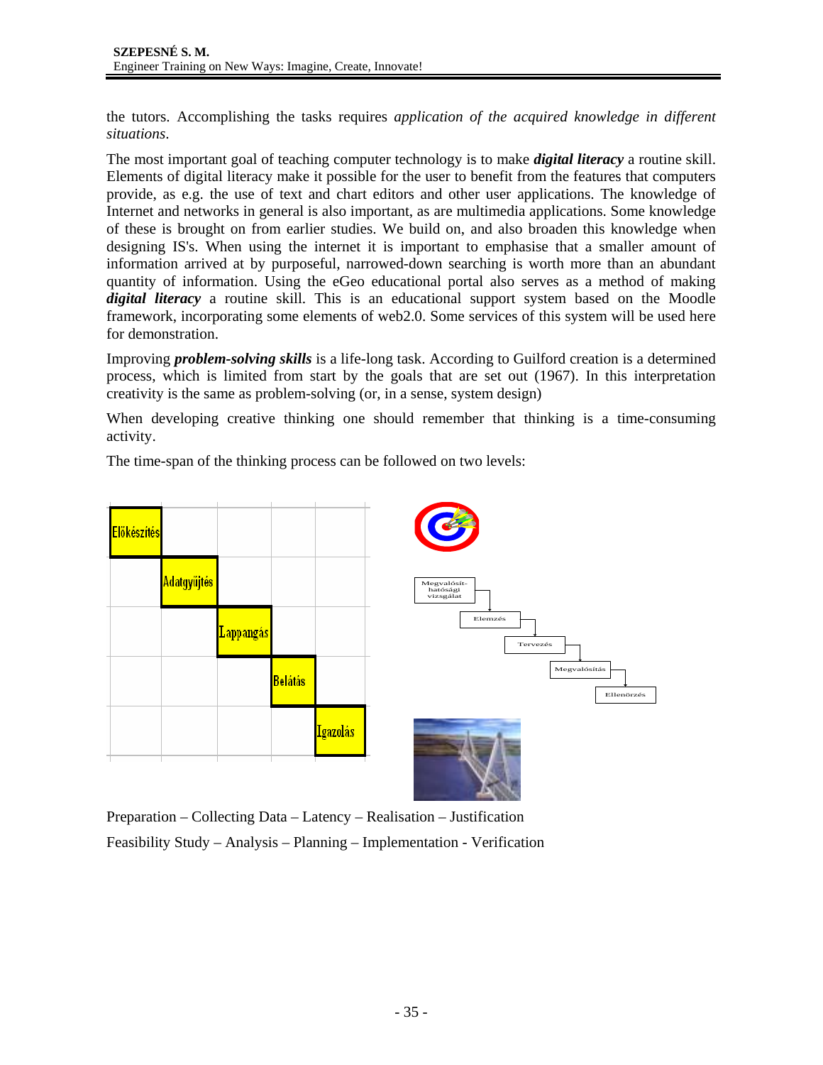the tutors. Accomplishing the tasks requires *application of the acquired knowledge in different situations*.

The most important goal of teaching computer technology is to make ***digital literacy*** a routine skill. Elements of digital literacy make it possible for the user to benefit from the features that computers provide, as e.g. the use of text and chart editors and other user applications. The knowledge of Internet and networks in general is also important, as are multimedia applications. Some knowledge of these is brought on from earlier studies. We build on, and also broaden this knowledge when designing IS's. When using the internet it is important to emphasise that a smaller amount of information arrived at by purposeful, narrowed-down searching is worth more than an abundant quantity of information. Using the eGeo educational portal also serves as a method of making ***digital literacy*** a routine skill. This is an educational support system based on the Moodle framework, incorporating some elements of web2.0. Some services of this system will be used here for demonstration.

Improving ***problem-solving skills*** is a life-long task. According to Guilford creation is a determined process, which is limited from start by the goals that are set out (1967). In this interpretation creativity is the same as problem-solving (or, in a sense, system design)

When developing creative thinking one should remember that thinking is a time-consuming activity.

The time-span of the thinking process can be followed on two levels:

Előkészítés – Adatgyűjtés – Lappangás – Belátás – Igazolás

Megvalósíthatósági vizsgálat – Elemzés – Tervezés – Megvalósítás – Ellenőrzés

Preparation – Collecting Data – Latency – Realisation – Justification

Feasibility Study – Analysis – Planning – Implementation - Verification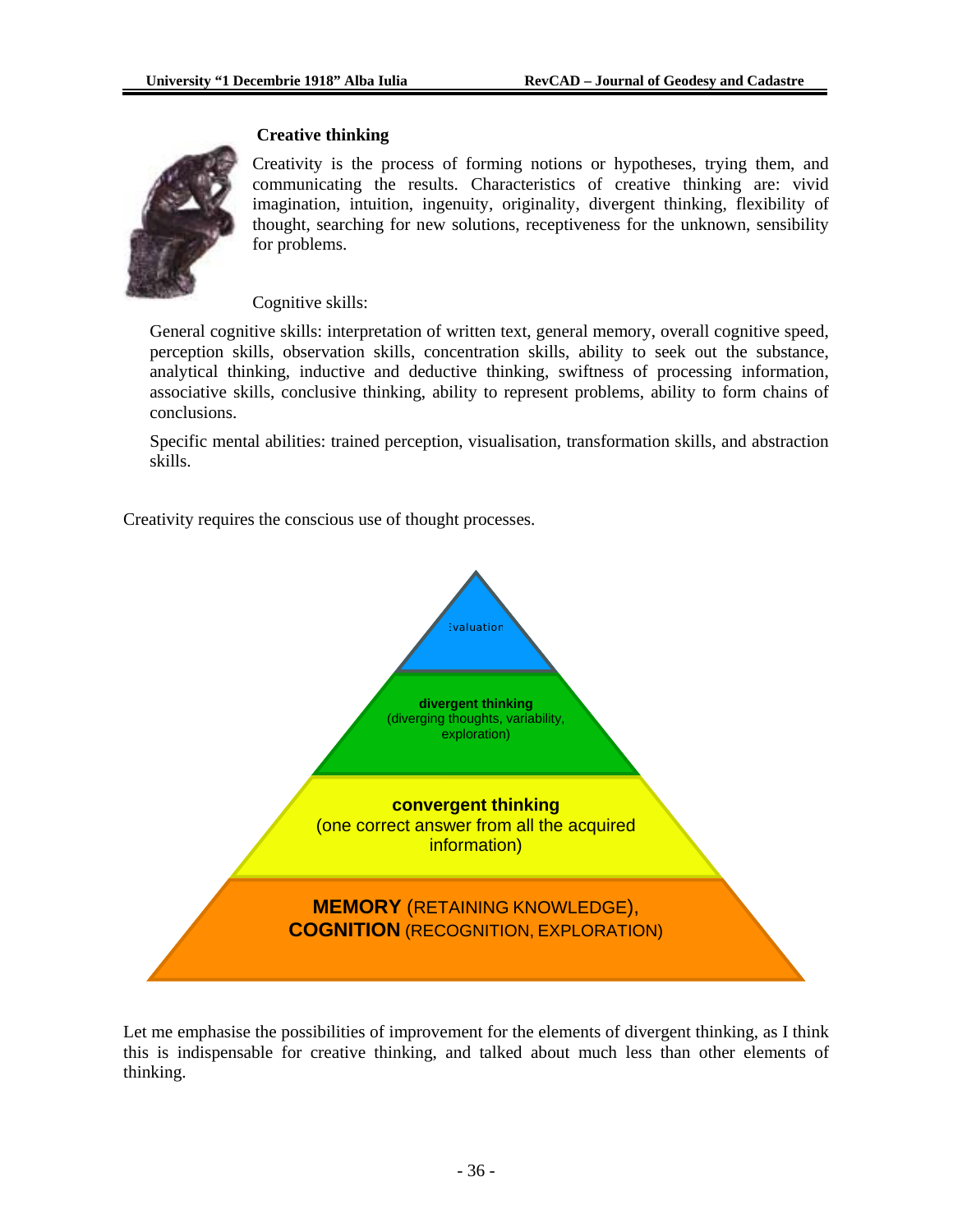### Creative thinking

Creativity is the process of forming notions or hypotheses, trying them, and communicating the results. Characteristics of creative thinking are: vivid imagination, intuition, ingenuity, originality, divergent thinking, flexibility of thought, searching for new solutions, receptiveness for the unknown, sensibility for problems.

Cognitive skills:

General cognitive skills: interpretation of written text, general memory, overall cognitive speed, perception skills, observation skills, concentration skills, ability to seek out the substance, analytical thinking, inductive and deductive thinking, swiftness of processing information, associative skills, conclusive thinking, ability to represent problems, ability to form chains of conclusions.

Specific mental abilities: trained perception, visualisation, transformation skills, and abstraction skills.

Creativity requires the conscious use of thought processes.

Evaluation

**divergent thinking**
(diverging thoughts, variability, exploration)

**convergent thinking**
(one correct answer from all the acquired information)

**MEMORY** (RETAINING KNOWLEDGE),
**COGNITION** (RECOGNITION, EXPLORATION)

Let me emphasise the possibilities of improvement for the elements of divergent thinking, as I think this is indispensable for creative thinking, and talked about much less than other elements of thinking.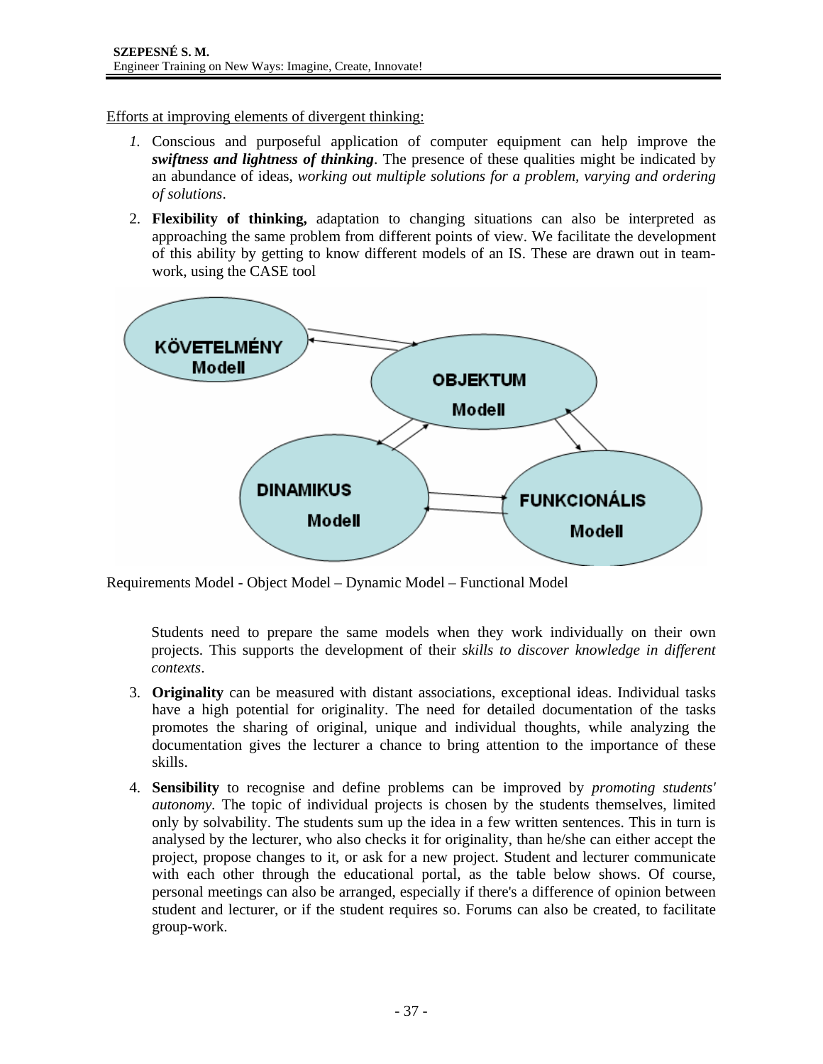<u>Efforts at improving elements of divergent thinking:</u>

*1.* Conscious and purposeful application of computer equipment can help improve the ***swiftness and lightness of thinking***. The presence of these qualities might be indicated by an abundance of ideas, *working out multiple solutions for a problem, varying and ordering of solutions*.

2. **Flexibility of thinking,** adaptation to changing situations can also be interpreted as approaching the same problem from different points of view. We facilitate the development of this ability by getting to know different models of an IS. These are drawn out in team-work, using the CASE tool

KÖVETELMÉNY Modell

OBJEKTUM Modell

DINAMIKUS Modell

FUNKCIONÁLIS Modell

Requirements Model - Object Model – Dynamic Model – Functional Model

Students need to prepare the same models when they work individually on their own projects. This supports the development of their *skills to discover knowledge in different contexts*.

3. **Originality** can be measured with distant associations, exceptional ideas. Individual tasks have a high potential for originality. The need for detailed documentation of the tasks promotes the sharing of original, unique and individual thoughts, while analyzing the documentation gives the lecturer a chance to bring attention to the importance of these skills.

4. **Sensibility** to recognise and define problems can be improved by *promoting students' autonomy*. The topic of individual projects is chosen by the students themselves, limited only by solvability. The students sum up the idea in a few written sentences. This in turn is analysed by the lecturer, who also checks it for originality, than he/she can either accept the project, propose changes to it, or ask for a new project. Student and lecturer communicate with each other through the educational portal, as the table below shows. Of course, personal meetings can also be arranged, especially if there's a difference of opinion between student and lecturer, or if the student requires so. Forums can also be created, to facilitate group-work.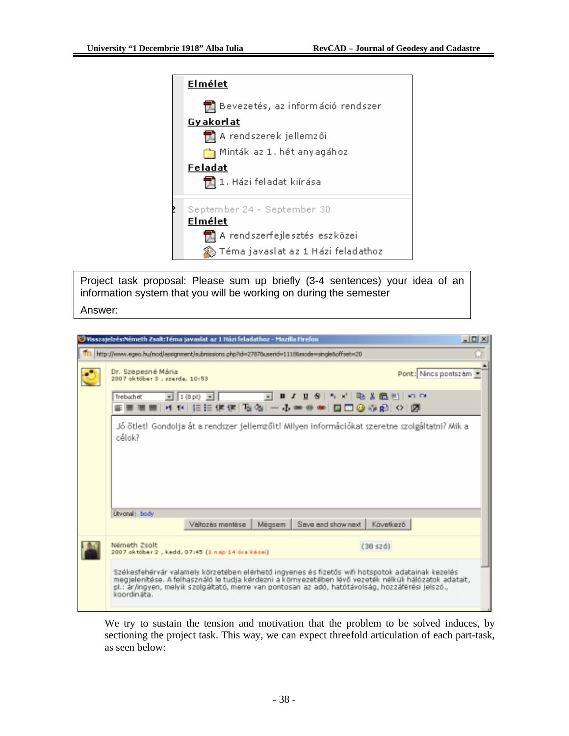**Elmélet**

Bevezetés, az információ rendszer

**Gyakorlat**

A rendszerek jellemzői

Minták az 1. hét anyagához

**Feladat**

1. Házi feladat kiírása

September 24 - September 30

**Elmélet**

A rendszerfejlesztés eszközei

Téma javaslat az 1 Házi feladathoz

| Project task proposal: Please sum up briefly (3-4 sentences) your idea of an information system that you will be working on during the semester |
|---|
| Answer: |

Visszajelzés:Németh Zsolt:Téma javaslat az 1 Házi feladathoz - Mozilla Firefox

http://www.egeo.hu/mod/assignment/submissions.php?id=27678userid=1118&mode=single&offset=20

Dr. Szepesné Mária
2007 október 3 , szerda, 10:53

Pont: Nincs pontszám

Jó ötlet! Gondolja át a rendszer jellemzőit! Milyen információkat szeretne szolgáltatni? Mik a célok?

Útvonal: body

Változás mentése | Mégsem | Save and show next | Következő

Németh Zsolt
2007 október 2 , kedd, 07:45 (1 nap 14 óra késés)

(38 szó)

Székesfehérvár valamely körzetében elérhető ingyenes és fizetős wifi hotspotok adatainak kezelés megjelenítése. A felhasználó le tudja kérdezni a környezetében lévő vezeték nélküli hálózatok adatait, pl.: ár/ingyen, melyik szolgáltató, merre van pontosan az adó, hatótávolság, hozzáférési jelszó., koordináta.

We try to sustain the tension and motivation that the problem to be solved induces, by sectioning the project task. This way, we can expect threefold articulation of each part-task, as seen below: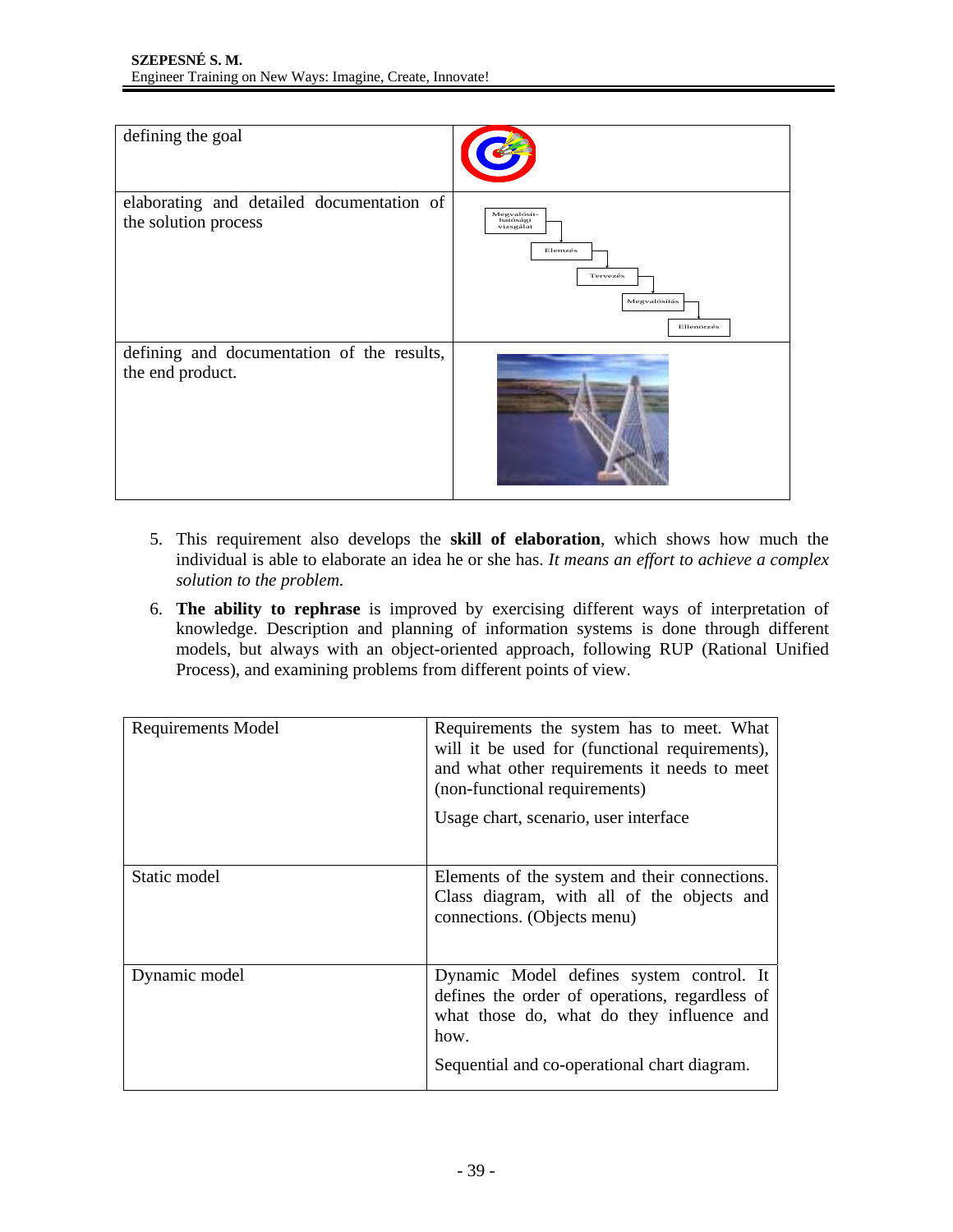| | |
|---|---|
| defining the goal | |
| elaborating and detailed documentation of the solution process | Megvalósít-hatósági vizsgálat → Elemzés → Tervezés → Megvalósítás → Ellenőrzés |
| defining and documentation of the results, the end product. | |

5. This requirement also develops the **skill of elaboration**, which shows how much the individual is able to elaborate an idea he or she has. *It means an effort to achieve a complex solution to the problem.*

6. **The ability to rephrase** is improved by exercising different ways of interpretation of knowledge. Description and planning of information systems is done through different models, but always with an object-oriented approach, following RUP (Rational Unified Process), and examining problems from different points of view.

| | |
|---|---|
| Requirements Model | Requirements the system has to meet. What will it be used for (functional requirements), and what other requirements it needs to meet (non-functional requirements)<br><br>Usage chart, scenario, user interface |
| Static model | Elements of the system and their connections. Class diagram, with all of the objects and connections. (Objects menu) |
| Dynamic model | Dynamic Model defines system control. It defines the order of operations, regardless of what those do, what do they influence and how.<br><br>Sequential and co-operational chart diagram. |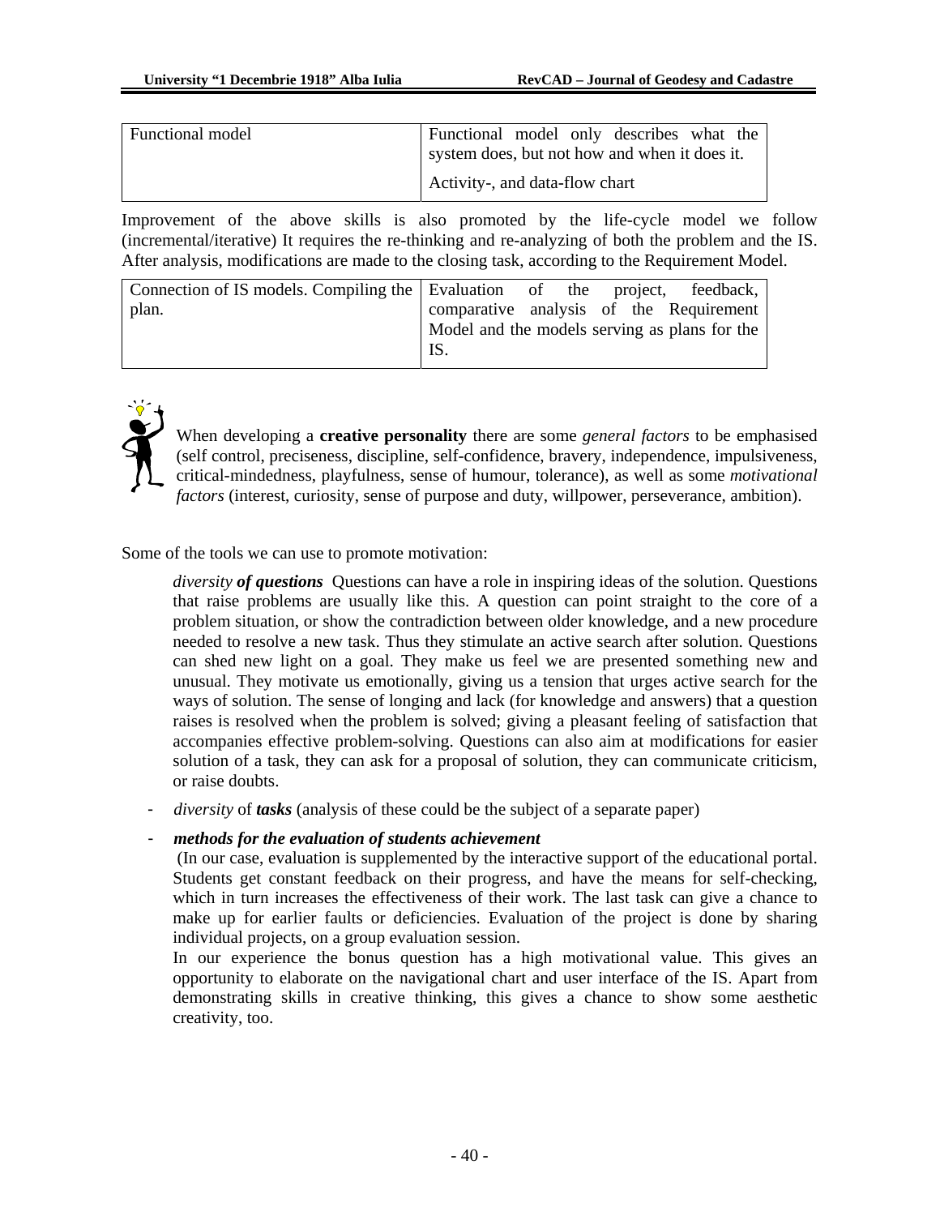| Functional model | Functional model only describes what the system does, but not how and when it does it.<br>Activity-, and data-flow chart |
|---|---|

Improvement of the above skills is also promoted by the life-cycle model we follow (incremental/iterative) It requires the re-thinking and re-analyzing of both the problem and the IS. After analysis, modifications are made to the closing task, according to the Requirement Model.

| Connection of IS models. Compiling the plan. | Evaluation of the project, feedback, comparative analysis of the Requirement Model and the models serving as plans for the IS. |
|---|---|

When developing a **creative personality** there are some *general factors* to be emphasised (self control, preciseness, discipline, self-confidence, bravery, independence, impulsiveness, critical-mindedness, playfulness, sense of humour, tolerance), as well as some *motivational factors* (interest, curiosity, sense of purpose and duty, willpower, perseverance, ambition).

Some of the tools we can use to promote motivation:

*diversity **of questions*** Questions can have a role in inspiring ideas of the solution. Questions that raise problems are usually like this. A question can point straight to the core of a problem situation, or show the contradiction between older knowledge, and a new procedure needed to resolve a new task. Thus they stimulate an active search after solution. Questions can shed new light on a goal. They make us feel we are presented something new and unusual. They motivate us emotionally, giving us a tension that urges active search for the ways of solution. The sense of longing and lack (for knowledge and answers) that a question raises is resolved when the problem is solved; giving a pleasant feeling of satisfaction that accompanies effective problem-solving. Questions can also aim at modifications for easier solution of a task, they can ask for a proposal of solution, they can communicate criticism, or raise doubts.

- *diversity* of ***tasks*** (analysis of these could be the subject of a separate paper)
- ***methods for the evaluation of students achievement***

  (In our case, evaluation is supplemented by the interactive support of the educational portal. Students get constant feedback on their progress, and have the means for self-checking, which in turn increases the effectiveness of their work. The last task can give a chance to make up for earlier faults or deficiencies. Evaluation of the project is done by sharing individual projects, on a group evaluation session.

  In our experience the bonus question has a high motivational value. This gives an opportunity to elaborate on the navigational chart and user interface of the IS. Apart from demonstrating skills in creative thinking, this gives a chance to show some aesthetic creativity, too.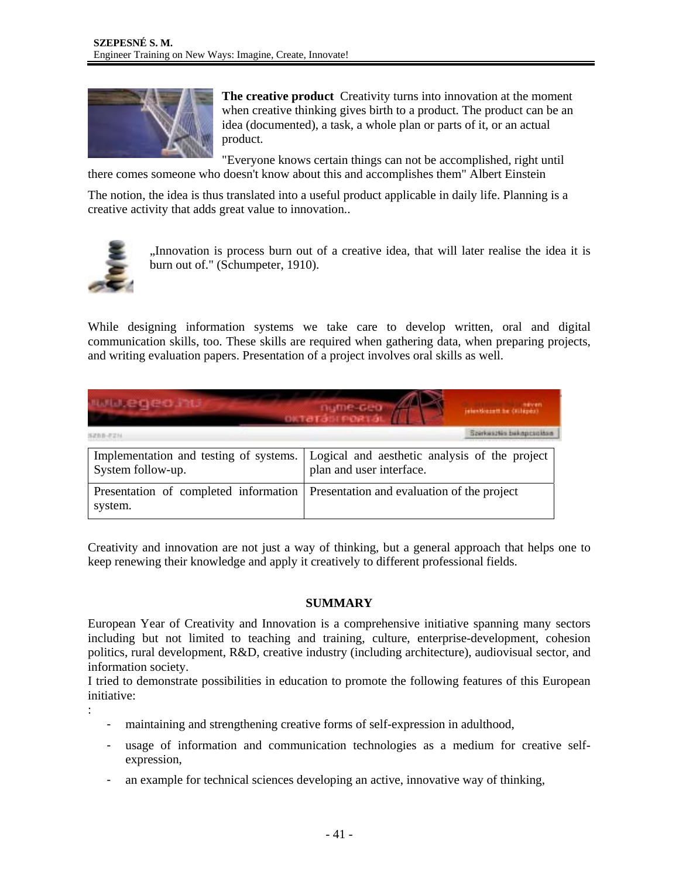**The creative product** Creativity turns into innovation at the moment when creative thinking gives birth to a product. The product can be an idea (documented), a task, a whole plan or parts of it, or an actual product.

"Everyone knows certain things can not be accomplished, right until there comes someone who doesn't know about this and accomplishes them" Albert Einstein

The notion, the idea is thus translated into a useful product applicable in daily life. Planning is a creative activity that adds great value to innovation..

„Innovation is process burn out of a creative idea, that will later realise the idea it is burn out of." (Schumpeter, 1910).

While designing information systems we take care to develop written, oral and digital communication skills, too. These skills are required when gathering data, when preparing projects, and writing evaluation papers. Presentation of a project involves oral skills as well.

| | |
|---|---|
| Implementation and testing of systems. System follow-up. | Logical and aesthetic analysis of the project plan and user interface. |
| Presentation of completed information system. | Presentation and evaluation of the project |

Creativity and innovation are not just a way of thinking, but a general approach that helps one to keep renewing their knowledge and apply it creatively to different professional fields.

## SUMMARY

European Year of Creativity and Innovation is a comprehensive initiative spanning many sectors including but not limited to teaching and training, culture, enterprise-development, cohesion politics, rural development, R&D, creative industry (including architecture), audiovisual sector, and information society.

I tried to demonstrate possibilities in education to promote the following features of this European initiative:

:

- maintaining and strengthening creative forms of self-expression in adulthood,
- usage of information and communication technologies as a medium for creative self-expression,
- an example for technical sciences developing an active, innovative way of thinking,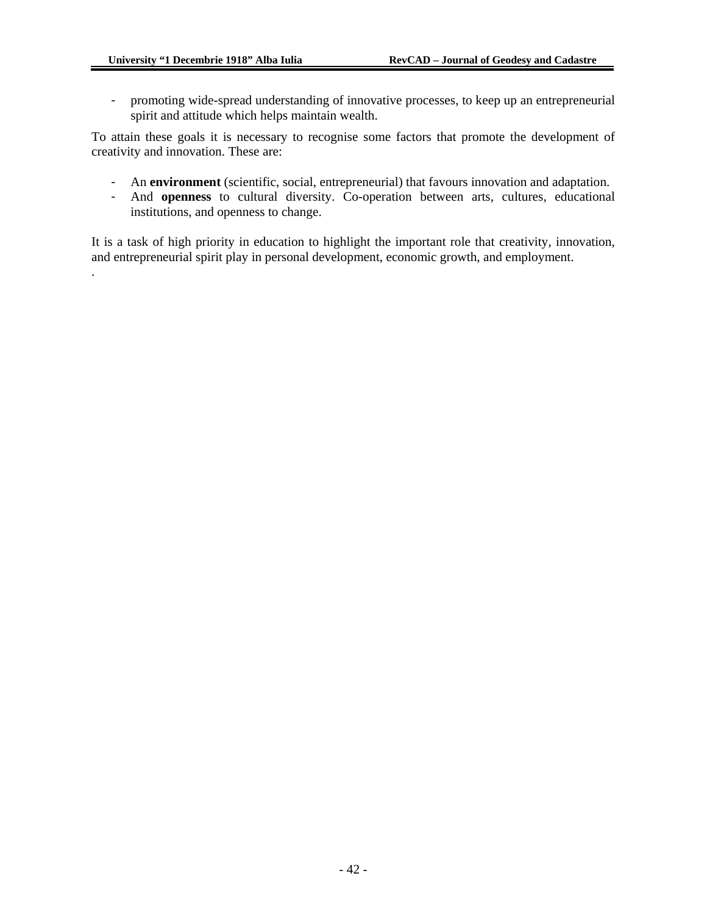- promoting wide-spread understanding of innovative processes, to keep up an entrepreneurial spirit and attitude which helps maintain wealth.

To attain these goals it is necessary to recognise some factors that promote the development of creativity and innovation. These are:

- An **environment** (scientific, social, entrepreneurial) that favours innovation and adaptation.
- And **openness** to cultural diversity. Co-operation between arts, cultures, educational institutions, and openness to change.

It is a task of high priority in education to highlight the important role that creativity, innovation, and entrepreneurial spirit play in personal development, economic growth, and employment.

.